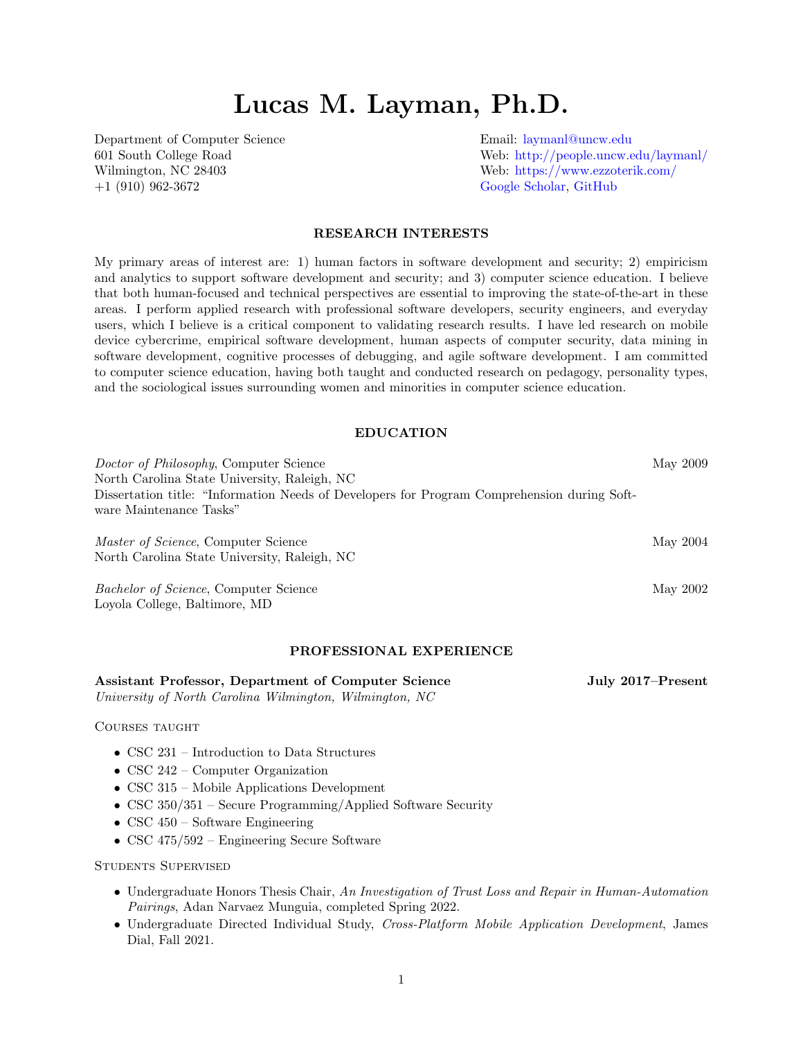# Lucas M. Layman, Ph.D.

Department of Computer Science
601 South College Road
Wilmington, NC 28403
+1 (910) 962-3672

Email: laymanl@uncw.edu
Web: http://people.uncw.edu/laymanl/
Web: https://www.ezzoterik.com/
Google Scholar, GitHub

## RESEARCH INTERESTS

My primary areas of interest are: 1) human factors in software development and security; 2) empiricism and analytics to support software development and security; and 3) computer science education. I believe that both human-focused and technical perspectives are essential to improving the state-of-the-art in these areas. I perform applied research with professional software developers, security engineers, and everyday users, which I believe is a critical component to validating research results. I have led research on mobile device cybercrime, empirical software development, human aspects of computer security, data mining in software development, cognitive processes of debugging, and agile software development. I am committed to computer science education, having both taught and conducted research on pedagogy, personality types, and the sociological issues surrounding women and minorities in computer science education.

## EDUCATION

*Doctor of Philosophy*, Computer Science — May 2009
North Carolina State University, Raleigh, NC
Dissertation title: "Information Needs of Developers for Program Comprehension during Software Maintenance Tasks"

*Master of Science*, Computer Science — May 2004
North Carolina State University, Raleigh, NC

*Bachelor of Science*, Computer Science — May 2002
Loyola College, Baltimore, MD

## PROFESSIONAL EXPERIENCE

**Assistant Professor, Department of Computer Science** — **July 2017–Present**
*University of North Carolina Wilmington, Wilmington, NC*

### Courses taught

- CSC 231 – Introduction to Data Structures
- CSC 242 – Computer Organization
- CSC 315 – Mobile Applications Development
- CSC 350/351 – Secure Programming/Applied Software Security
- CSC 450 – Software Engineering
- CSC 475/592 – Engineering Secure Software

### Students Supervised

- Undergraduate Honors Thesis Chair, *An Investigation of Trust Loss and Repair in Human-Automation Pairings*, Adan Narvaez Munguia, completed Spring 2022.
- Undergraduate Directed Individual Study, *Cross-Platform Mobile Application Development*, James Dial, Fall 2021.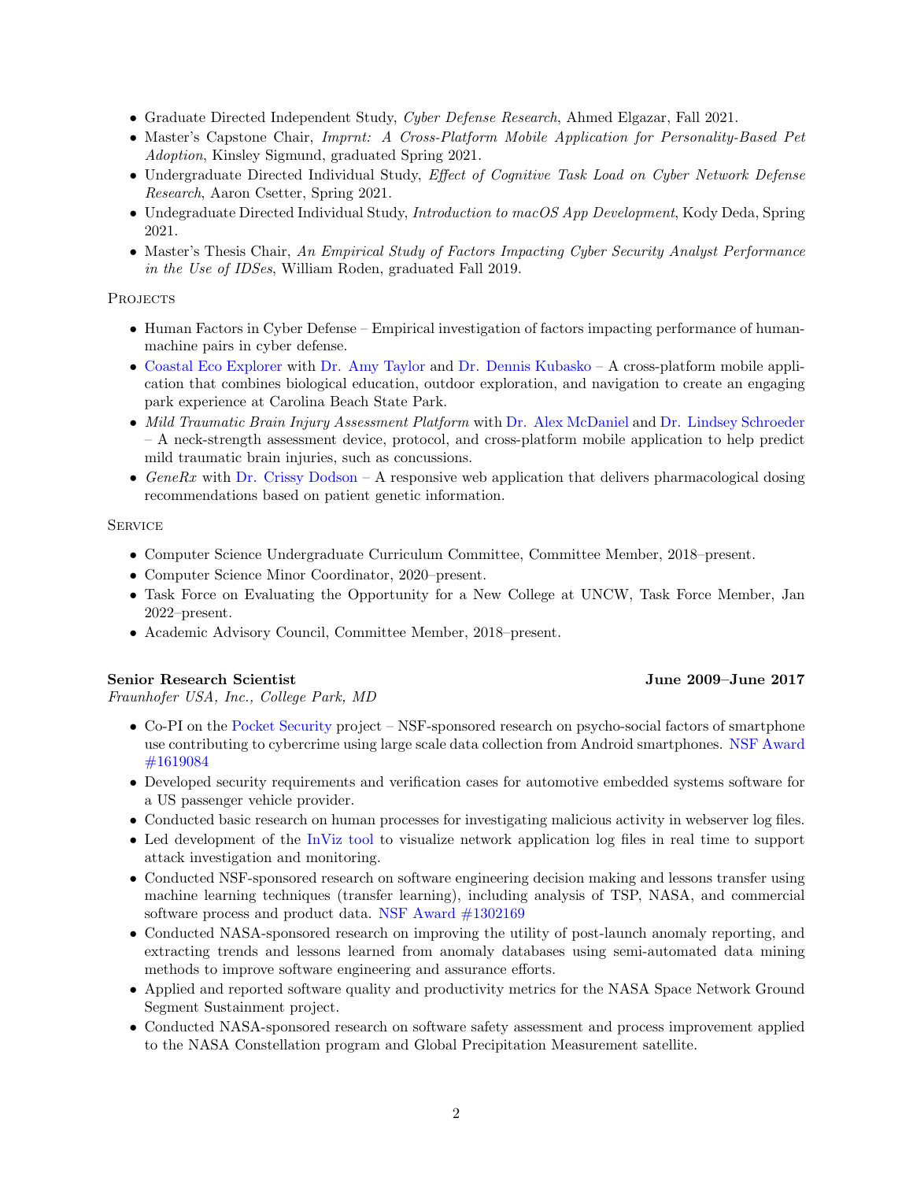- Graduate Directed Independent Study, *Cyber Defense Research*, Ahmed Elgazar, Fall 2021.
- Master's Capstone Chair, *Imprnt: A Cross-Platform Mobile Application for Personality-Based Pet Adoption*, Kinsley Sigmund, graduated Spring 2021.
- Undergraduate Directed Individual Study, *Effect of Cognitive Task Load on Cyber Network Defense Research*, Aaron Csetter, Spring 2021.
- Undegraduate Directed Individual Study, *Introduction to macOS App Development*, Kody Deda, Spring 2021.
- Master's Thesis Chair, *An Empirical Study of Factors Impacting Cyber Security Analyst Performance in the Use of IDSes*, William Roden, graduated Fall 2019.

### Projects

- Human Factors in Cyber Defense – Empirical investigation of factors impacting performance of human-machine pairs in cyber defense.
- Coastal Eco Explorer with Dr. Amy Taylor and Dr. Dennis Kubasko – A cross-platform mobile application that combines biological education, outdoor exploration, and navigation to create an engaging park experience at Carolina Beach State Park.
- *Mild Traumatic Brain Injury Assessment Platform* with Dr. Alex McDaniel and Dr. Lindsey Schroeder – A neck-strength assessment device, protocol, and cross-platform mobile application to help predict mild traumatic brain injuries, such as concussions.
- *GeneRx* with Dr. Crissy Dodson – A responsive web application that delivers pharmacological dosing recommendations based on patient genetic information.

### Service

- Computer Science Undergraduate Curriculum Committee, Committee Member, 2018–present.
- Computer Science Minor Coordinator, 2020–present.
- Task Force on Evaluating the Opportunity for a New College at UNCW, Task Force Member, Jan 2022–present.
- Academic Advisory Council, Committee Member, 2018–present.

**Senior Research Scientist** **June 2009–June 2017**
*Fraunhofer USA, Inc., College Park, MD*

- Co-PI on the Pocket Security project – NSF-sponsored research on psycho-social factors of smartphone use contributing to cybercrime using large scale data collection from Android smartphones. NSF Award #1619084
- Developed security requirements and verification cases for automotive embedded systems software for a US passenger vehicle provider.
- Conducted basic research on human processes for investigating malicious activity in webserver log files.
- Led development of the InViz tool to visualize network application log files in real time to support attack investigation and monitoring.
- Conducted NSF-sponsored research on software engineering decision making and lessons transfer using machine learning techniques (transfer learning), including analysis of TSP, NASA, and commercial software process and product data. NSF Award #1302169
- Conducted NASA-sponsored research on improving the utility of post-launch anomaly reporting, and extracting trends and lessons learned from anomaly databases using semi-automated data mining methods to improve software engineering and assurance efforts.
- Applied and reported software quality and productivity metrics for the NASA Space Network Ground Segment Sustainment project.
- Conducted NASA-sponsored research on software safety assessment and process improvement applied to the NASA Constellation program and Global Precipitation Measurement satellite.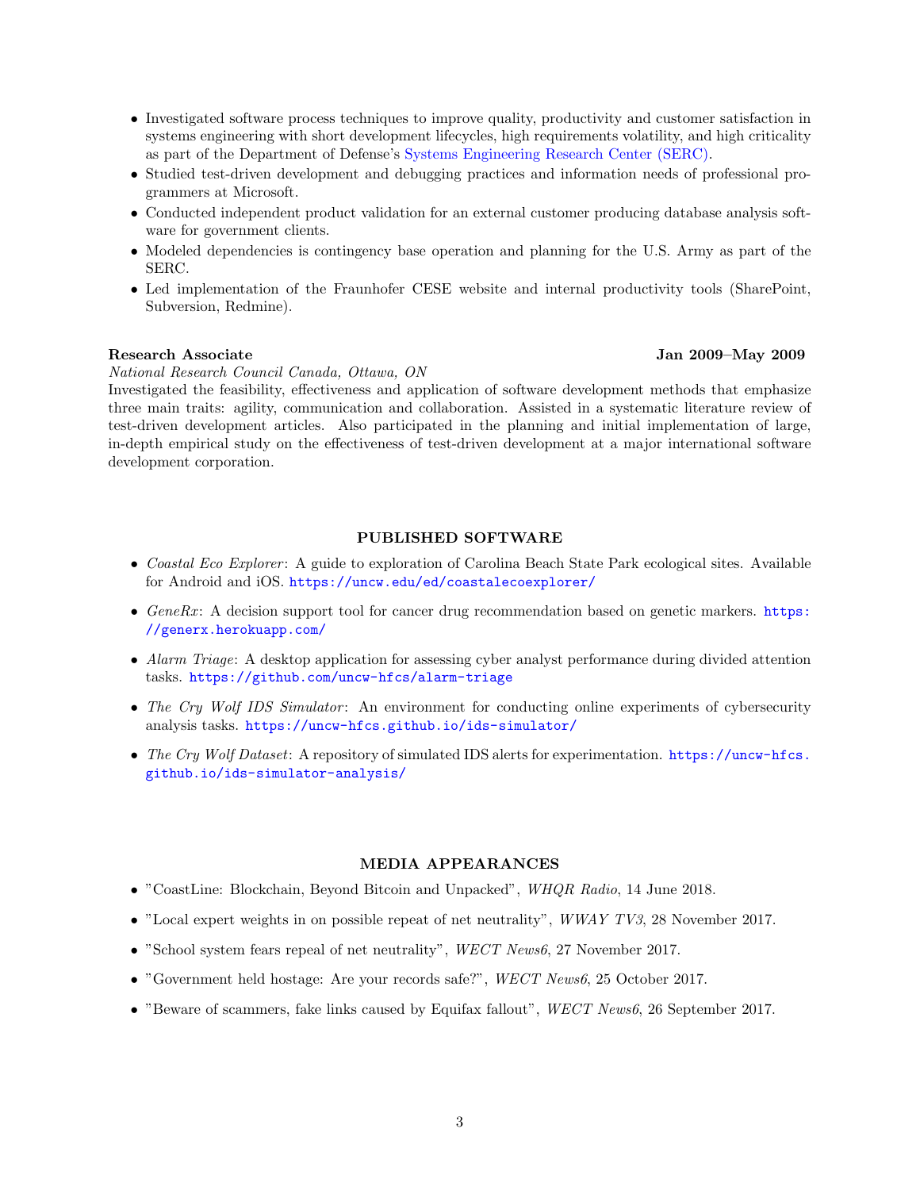- Investigated software process techniques to improve quality, productivity and customer satisfaction in systems engineering with short development lifecycles, high requirements volatility, and high criticality as part of the Department of Defense's Systems Engineering Research Center (SERC).
- Studied test-driven development and debugging practices and information needs of professional programmers at Microsoft.
- Conducted independent product validation for an external customer producing database analysis software for government clients.
- Modeled dependencies is contingency base operation and planning for the U.S. Army as part of the SERC.
- Led implementation of the Fraunhofer CESE website and internal productivity tools (SharePoint, Subversion, Redmine).

**Research Associate** **Jan 2009–May 2009**

*National Research Council Canada, Ottawa, ON*

Investigated the feasibility, effectiveness and application of software development methods that emphasize three main traits: agility, communication and collaboration. Assisted in a systematic literature review of test-driven development articles. Also participated in the planning and initial implementation of large, in-depth empirical study on the effectiveness of test-driven development at a major international software development corporation.

## PUBLISHED SOFTWARE

- *Coastal Eco Explorer*: A guide to exploration of Carolina Beach State Park ecological sites. Available for Android and iOS. https://uncw.edu/ed/coastalecoexplorer/
- *GeneRx*: A decision support tool for cancer drug recommendation based on genetic markers. https://generx.herokuapp.com/
- *Alarm Triage*: A desktop application for assessing cyber analyst performance during divided attention tasks. https://github.com/uncw-hfcs/alarm-triage
- *The Cry Wolf IDS Simulator*: An environment for conducting online experiments of cybersecurity analysis tasks. https://uncw-hfcs.github.io/ids-simulator/
- *The Cry Wolf Dataset*: A repository of simulated IDS alerts for experimentation. https://uncw-hfcs.github.io/ids-simulator-analysis/

## MEDIA APPEARANCES

- "CoastLine: Blockchain, Beyond Bitcoin and Unpacked", *WHQR Radio*, 14 June 2018.
- "Local expert weights in on possible repeat of net neutrality", *WWAY TV3*, 28 November 2017.
- "School system fears repeal of net neutrality", *WECT News6*, 27 November 2017.
- "Government held hostage: Are your records safe?", *WECT News6*, 25 October 2017.
- "Beware of scammers, fake links caused by Equifax fallout", *WECT News6*, 26 September 2017.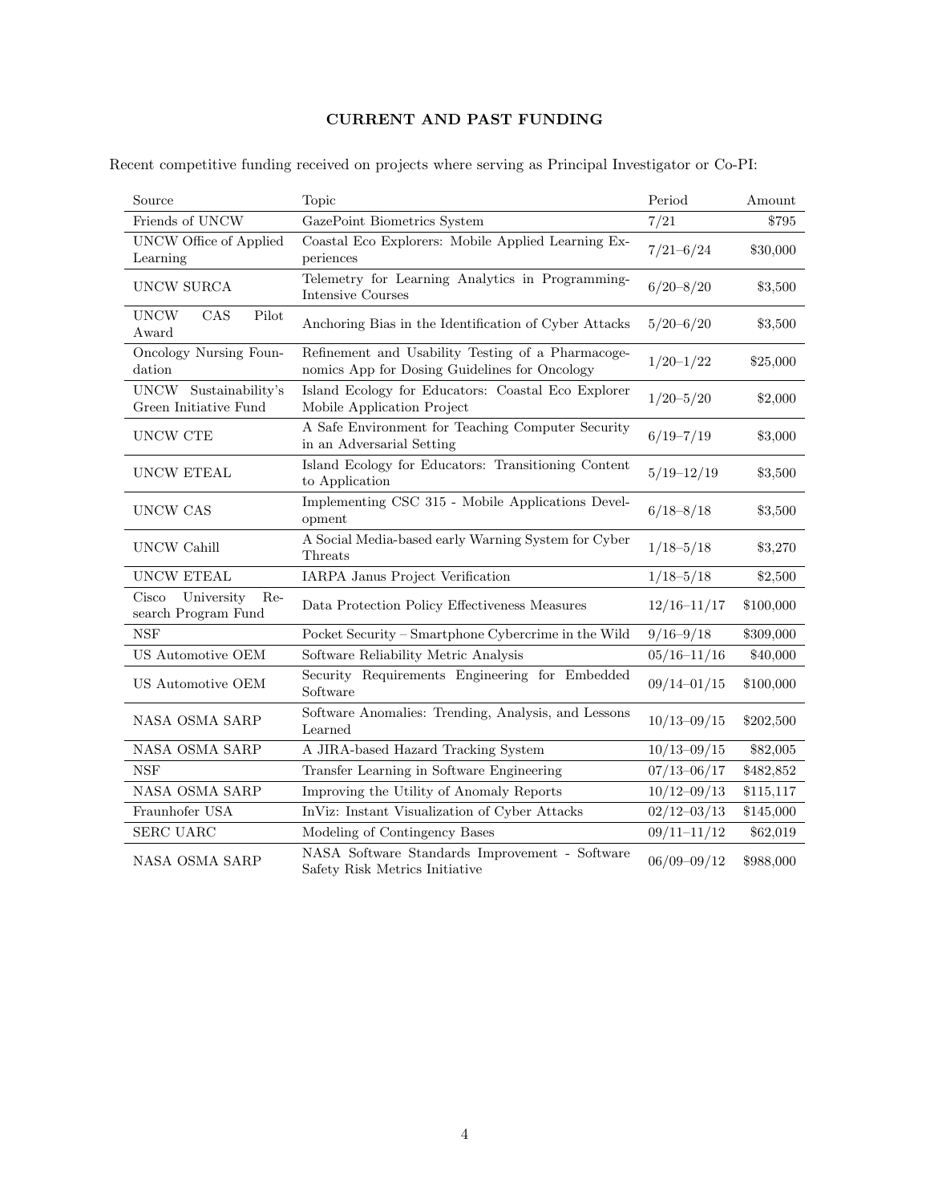## CURRENT AND PAST FUNDING

Recent competitive funding received on projects where serving as Principal Investigator or Co-PI:

| Source | Topic | Period | Amount |
|---|---|---|---|
| Friends of UNCW | GazePoint Biometrics System | 7/21 | \$795 |
| UNCW Office of Applied Learning | Coastal Eco Explorers: Mobile Applied Learning Experiences | 7/21–6/24 | \$30,000 |
| UNCW SURCA | Telemetry for Learning Analytics in Programming-Intensive Courses | 6/20–8/20 | \$3,500 |
| UNCW CAS Pilot Award | Anchoring Bias in the Identification of Cyber Attacks | 5/20–6/20 | \$3,500 |
| Oncology Nursing Foundation | Refinement and Usability Testing of a Pharmacogenomics App for Dosing Guidelines for Oncology | 1/20–1/22 | \$25,000 |
| UNCW Sustainability's Green Initiative Fund | Island Ecology for Educators: Coastal Eco Explorer Mobile Application Project | 1/20–5/20 | \$2,000 |
| UNCW CTE | A Safe Environment for Teaching Computer Security in an Adversarial Setting | 6/19–7/19 | \$3,000 |
| UNCW ETEAL | Island Ecology for Educators: Transitioning Content to Application | 5/19–12/19 | \$3,500 |
| UNCW CAS | Implementing CSC 315 - Mobile Applications Development | 6/18–8/18 | \$3,500 |
| UNCW Cahill | A Social Media-based early Warning System for Cyber Threats | 1/18–5/18 | \$3,270 |
| UNCW ETEAL | IARPA Janus Project Verification | 1/18–5/18 | \$2,500 |
| Cisco University Research Program Fund | Data Protection Policy Effectiveness Measures | 12/16–11/17 | \$100,000 |
| NSF | Pocket Security – Smartphone Cybercrime in the Wild | 9/16–9/18 | \$309,000 |
| US Automotive OEM | Software Reliability Metric Analysis | 05/16–11/16 | \$40,000 |
| US Automotive OEM | Security Requirements Engineering for Embedded Software | 09/14–01/15 | \$100,000 |
| NASA OSMA SARP | Software Anomalies: Trending, Analysis, and Lessons Learned | 10/13–09/15 | \$202,500 |
| NASA OSMA SARP | A JIRA-based Hazard Tracking System | 10/13–09/15 | \$82,005 |
| NSF | Transfer Learning in Software Engineering | 07/13–06/17 | \$482,852 |
| NASA OSMA SARP | Improving the Utility of Anomaly Reports | 10/12–09/13 | \$115,117 |
| Fraunhofer USA | InViz: Instant Visualization of Cyber Attacks | 02/12–03/13 | \$145,000 |
| SERC UARC | Modeling of Contingency Bases | 09/11–11/12 | \$62,019 |
| NASA OSMA SARP | NASA Software Standards Improvement - Software Safety Risk Metrics Initiative | 06/09–09/12 | \$988,000 |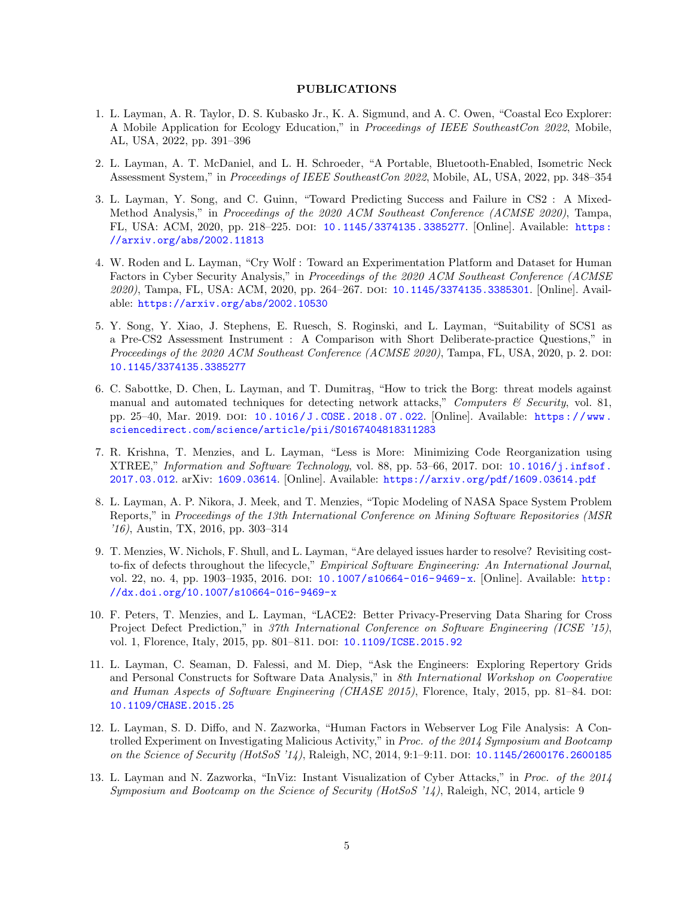## PUBLICATIONS

1. L. Layman, A. R. Taylor, D. S. Kubasko Jr., K. A. Sigmund, and A. C. Owen, "Coastal Eco Explorer: A Mobile Application for Ecology Education," in *Proceedings of IEEE SoutheastCon 2022*, Mobile, AL, USA, 2022, pp. 391–396

2. L. Layman, A. T. McDaniel, and L. H. Schroeder, "A Portable, Bluetooth-Enabled, Isometric Neck Assessment System," in *Proceedings of IEEE SoutheastCon 2022*, Mobile, AL, USA, 2022, pp. 348–354

3. L. Layman, Y. Song, and C. Guinn, "Toward Predicting Success and Failure in CS2 : A Mixed-Method Analysis," in *Proceedings of the 2020 ACM Southeast Conference (ACMSE 2020)*, Tampa, FL, USA: ACM, 2020, pp. 218–225. DOI: 10.1145/3374135.3385277. [Online]. Available: https://arxiv.org/abs/2002.11813

4. W. Roden and L. Layman, "Cry Wolf : Toward an Experimentation Platform and Dataset for Human Factors in Cyber Security Analysis," in *Proceedings of the 2020 ACM Southeast Conference (ACMSE 2020)*, Tampa, FL, USA: ACM, 2020, pp. 264–267. DOI: 10.1145/3374135.3385301. [Online]. Available: https://arxiv.org/abs/2002.10530

5. Y. Song, Y. Xiao, J. Stephens, E. Ruesch, S. Roginski, and L. Layman, "Suitability of SCS1 as a Pre-CS2 Assessment Instrument : A Comparison with Short Deliberate-practice Questions," in *Proceedings of the 2020 ACM Southeast Conference (ACMSE 2020)*, Tampa, FL, USA, 2020, p. 2. DOI: 10.1145/3374135.3385277

6. C. Sabottke, D. Chen, L. Layman, and T. Dumitraş, "How to trick the Borg: threat models against manual and automated techniques for detecting network attacks," *Computers & Security*, vol. 81, pp. 25–40, Mar. 2019. DOI: 10.1016/J.COSE.2018.07.022. [Online]. Available: https://www.sciencedirect.com/science/article/pii/S0167404818311283

7. R. Krishna, T. Menzies, and L. Layman, "Less is More: Minimizing Code Reorganization using XTREE," *Information and Software Technology*, vol. 88, pp. 53–66, 2017. DOI: 10.1016/j.infsof.2017.03.012. arXiv: 1609.03614. [Online]. Available: https://arxiv.org/pdf/1609.03614.pdf

8. L. Layman, A. P. Nikora, J. Meek, and T. Menzies, "Topic Modeling of NASA Space System Problem Reports," in *Proceedings of the 13th International Conference on Mining Software Repositories (MSR '16)*, Austin, TX, 2016, pp. 303–314

9. T. Menzies, W. Nichols, F. Shull, and L. Layman, "Are delayed issues harder to resolve? Revisiting cost-to-fix of defects throughout the lifecycle," *Empirical Software Engineering: An International Journal*, vol. 22, no. 4, pp. 1903–1935, 2016. DOI: 10.1007/s10664-016-9469-x. [Online]. Available: http://dx.doi.org/10.1007/s10664-016-9469-x

10. F. Peters, T. Menzies, and L. Layman, "LACE2: Better Privacy-Preserving Data Sharing for Cross Project Defect Prediction," in *37th International Conference on Software Engineering (ICSE '15)*, vol. 1, Florence, Italy, 2015, pp. 801–811. DOI: 10.1109/ICSE.2015.92

11. L. Layman, C. Seaman, D. Falessi, and M. Diep, "Ask the Engineers: Exploring Repertory Grids and Personal Constructs for Software Data Analysis," in *8th International Workshop on Cooperative and Human Aspects of Software Engineering (CHASE 2015)*, Florence, Italy, 2015, pp. 81–84. DOI: 10.1109/CHASE.2015.25

12. L. Layman, S. D. Diffo, and N. Zazworka, "Human Factors in Webserver Log File Analysis: A Controlled Experiment on Investigating Malicious Activity," in *Proc. of the 2014 Symposium and Bootcamp on the Science of Security (HotSoS '14)*, Raleigh, NC, 2014, 9:1–9:11. DOI: 10.1145/2600176.2600185

13. L. Layman and N. Zazworka, "InViz: Instant Visualization of Cyber Attacks," in *Proc. of the 2014 Symposium and Bootcamp on the Science of Security (HotSoS '14)*, Raleigh, NC, 2014, article 9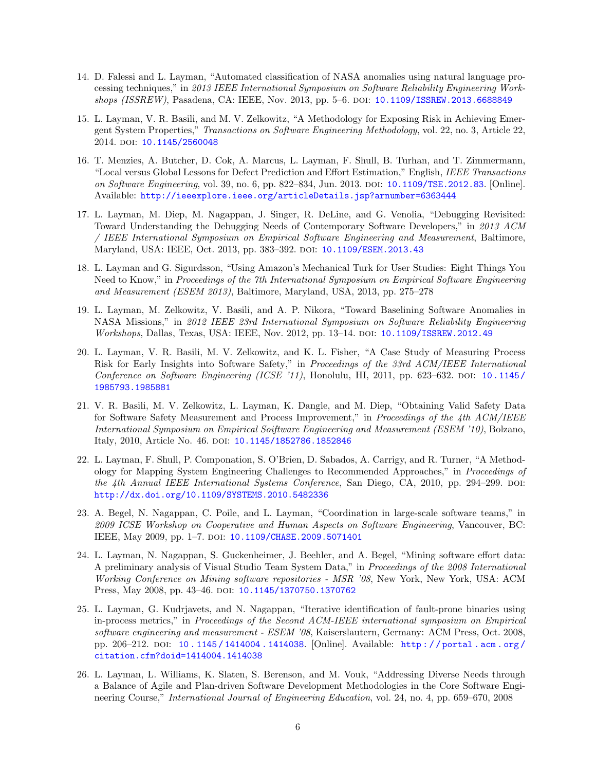14. D. Falessi and L. Layman, "Automated classification of NASA anomalies using natural language processing techniques," in *2013 IEEE International Symposium on Software Reliability Engineering Workshops (ISSREW)*, Pasadena, CA: IEEE, Nov. 2013, pp. 5–6. DOI: 10.1109/ISSREW.2013.6688849

15. L. Layman, V. R. Basili, and M. V. Zelkowitz, "A Methodology for Exposing Risk in Achieving Emergent System Properties," *Transactions on Software Engineering Methodology*, vol. 22, no. 3, Article 22, 2014. DOI: 10.1145/2560048

16. T. Menzies, A. Butcher, D. Cok, A. Marcus, L. Layman, F. Shull, B. Turhan, and T. Zimmermann, "Local versus Global Lessons for Defect Prediction and Effort Estimation," English, *IEEE Transactions on Software Engineering*, vol. 39, no. 6, pp. 822–834, Jun. 2013. DOI: 10.1109/TSE.2012.83. [Online]. Available: http://ieeexplore.ieee.org/articleDetails.jsp?arnumber=6363444

17. L. Layman, M. Diep, M. Nagappan, J. Singer, R. DeLine, and G. Venolia, "Debugging Revisited: Toward Understanding the Debugging Needs of Contemporary Software Developers," in *2013 ACM / IEEE International Symposium on Empirical Software Engineering and Measurement*, Baltimore, Maryland, USA: IEEE, Oct. 2013, pp. 383–392. DOI: 10.1109/ESEM.2013.43

18. L. Layman and G. Sigurdsson, "Using Amazon's Mechanical Turk for User Studies: Eight Things You Need to Know," in *Proceedings of the 7th International Symposium on Empirical Software Engineering and Measurement (ESEM 2013)*, Baltimore, Maryland, USA, 2013, pp. 275–278

19. L. Layman, M. Zelkowitz, V. Basili, and A. P. Nikora, "Toward Baselining Software Anomalies in NASA Missions," in *2012 IEEE 23rd International Symposium on Software Reliability Engineering Workshops*, Dallas, Texas, USA: IEEE, Nov. 2012, pp. 13–14. DOI: 10.1109/ISSREW.2012.49

20. L. Layman, V. R. Basili, M. V. Zelkowitz, and K. L. Fisher, "A Case Study of Measuring Process Risk for Early Insights into Software Safety," in *Proceedings of the 33rd ACM/IEEE International Conference on Software Engineering (ICSE '11)*, Honolulu, HI, 2011, pp. 623–632. DOI: 10.1145/1985793.1985881

21. V. R. Basili, M. V. Zelkowitz, L. Layman, K. Dangle, and M. Diep, "Obtaining Valid Safety Data for Software Safety Measurement and Process Improvement," in *Proceedings of the 4th ACM/IEEE International Symposium on Empirical Soiftware Engineering and Measurement (ESEM '10)*, Bolzano, Italy, 2010, Article No. 46. DOI: 10.1145/1852786.1852846

22. L. Layman, F. Shull, P. Componation, S. O'Brien, D. Sabados, A. Carrigy, and R. Turner, "A Methodology for Mapping System Engineering Challenges to Recommended Approaches," in *Proceedings of the 4th Annual IEEE International Systems Conference*, San Diego, CA, 2010, pp. 294–299. DOI: http://dx.doi.org/10.1109/SYSTEMS.2010.5482336

23. A. Begel, N. Nagappan, C. Poile, and L. Layman, "Coordination in large-scale software teams," in *2009 ICSE Workshop on Cooperative and Human Aspects on Software Engineering*, Vancouver, BC: IEEE, May 2009, pp. 1–7. DOI: 10.1109/CHASE.2009.5071401

24. L. Layman, N. Nagappan, S. Guckenheimer, J. Beehler, and A. Begel, "Mining software effort data: A preliminary analysis of Visual Studio Team System Data," in *Proceedings of the 2008 International Working Conference on Mining software repositories - MSR '08*, New York, New York, USA: ACM Press, May 2008, pp. 43–46. DOI: 10.1145/1370750.1370762

25. L. Layman, G. Kudrjavets, and N. Nagappan, "Iterative identification of fault-prone binaries using in-process metrics," in *Proceedings of the Second ACM-IEEE international symposium on Empirical software engineering and measurement - ESEM '08*, Kaiserslautern, Germany: ACM Press, Oct. 2008, pp. 206–212. DOI: 10.1145/1414004.1414038. [Online]. Available: http://portal.acm.org/citation.cfm?doid=1414004.1414038

26. L. Layman, L. Williams, K. Slaten, S. Berenson, and M. Vouk, "Addressing Diverse Needs through a Balance of Agile and Plan-driven Software Development Methodologies in the Core Software Engineering Course," *International Journal of Engineering Education*, vol. 24, no. 4, pp. 659–670, 2008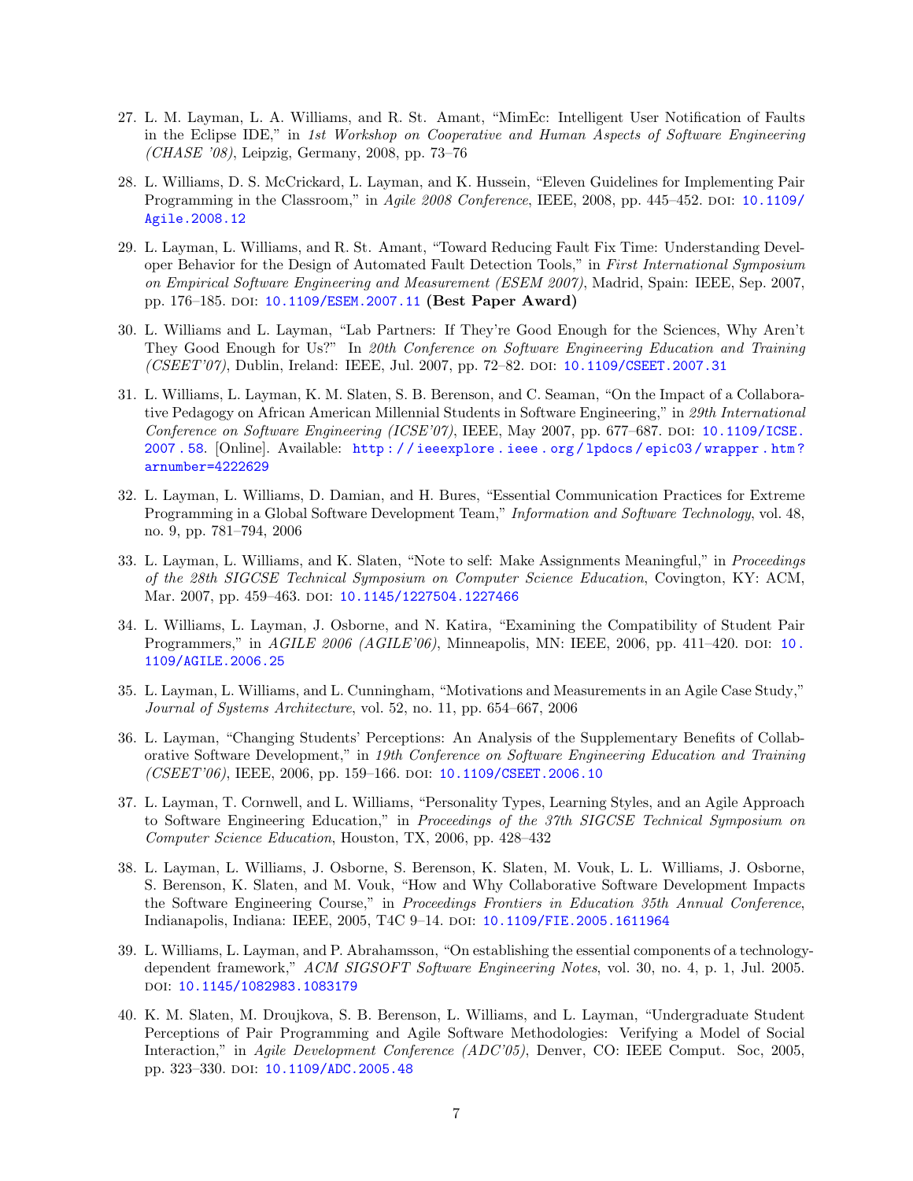27. L. M. Layman, L. A. Williams, and R. St. Amant, "MimEc: Intelligent User Notification of Faults in the Eclipse IDE," in *1st Workshop on Cooperative and Human Aspects of Software Engineering (CHASE '08)*, Leipzig, Germany, 2008, pp. 73–76

28. L. Williams, D. S. McCrickard, L. Layman, and K. Hussein, "Eleven Guidelines for Implementing Pair Programming in the Classroom," in *Agile 2008 Conference*, IEEE, 2008, pp. 445–452. DOI: 10.1109/Agile.2008.12

29. L. Layman, L. Williams, and R. St. Amant, "Toward Reducing Fault Fix Time: Understanding Developer Behavior for the Design of Automated Fault Detection Tools," in *First International Symposium on Empirical Software Engineering and Measurement (ESEM 2007)*, Madrid, Spain: IEEE, Sep. 2007, pp. 176–185. DOI: 10.1109/ESEM.2007.11 **(Best Paper Award)**

30. L. Williams and L. Layman, "Lab Partners: If They're Good Enough for the Sciences, Why Aren't They Good Enough for Us?" In *20th Conference on Software Engineering Education and Training (CSEET'07)*, Dublin, Ireland: IEEE, Jul. 2007, pp. 72–82. DOI: 10.1109/CSEET.2007.31

31. L. Williams, L. Layman, K. M. Slaten, S. B. Berenson, and C. Seaman, "On the Impact of a Collaborative Pedagogy on African American Millennial Students in Software Engineering," in *29th International Conference on Software Engineering (ICSE'07)*, IEEE, May 2007, pp. 677–687. DOI: 10.1109/ICSE.2007.58. [Online]. Available: http://ieeexplore.ieee.org/lpdocs/epic03/wrapper.htm?arnumber=4222629

32. L. Layman, L. Williams, D. Damian, and H. Bures, "Essential Communication Practices for Extreme Programming in a Global Software Development Team," *Information and Software Technology*, vol. 48, no. 9, pp. 781–794, 2006

33. L. Layman, L. Williams, and K. Slaten, "Note to self: Make Assignments Meaningful," in *Proceedings of the 28th SIGCSE Technical Symposium on Computer Science Education*, Covington, KY: ACM, Mar. 2007, pp. 459–463. DOI: 10.1145/1227504.1227466

34. L. Williams, L. Layman, J. Osborne, and N. Katira, "Examining the Compatibility of Student Pair Programmers," in *AGILE 2006 (AGILE'06)*, Minneapolis, MN: IEEE, 2006, pp. 411–420. DOI: 10.1109/AGILE.2006.25

35. L. Layman, L. Williams, and L. Cunningham, "Motivations and Measurements in an Agile Case Study," *Journal of Systems Architecture*, vol. 52, no. 11, pp. 654–667, 2006

36. L. Layman, "Changing Students' Perceptions: An Analysis of the Supplementary Benefits of Collaborative Software Development," in *19th Conference on Software Engineering Education and Training (CSEET'06)*, IEEE, 2006, pp. 159–166. DOI: 10.1109/CSEET.2006.10

37. L. Layman, T. Cornwell, and L. Williams, "Personality Types, Learning Styles, and an Agile Approach to Software Engineering Education," in *Proceedings of the 37th SIGCSE Technical Symposium on Computer Science Education*, Houston, TX, 2006, pp. 428–432

38. L. Layman, L. Williams, J. Osborne, S. Berenson, K. Slaten, M. Vouk, L. L. Williams, J. Osborne, S. Berenson, K. Slaten, and M. Vouk, "How and Why Collaborative Software Development Impacts the Software Engineering Course," in *Proceedings Frontiers in Education 35th Annual Conference*, Indianapolis, Indiana: IEEE, 2005, T4C 9–14. DOI: 10.1109/FIE.2005.1611964

39. L. Williams, L. Layman, and P. Abrahamsson, "On establishing the essential components of a technology-dependent framework," *ACM SIGSOFT Software Engineering Notes*, vol. 30, no. 4, p. 1, Jul. 2005. DOI: 10.1145/1082983.1083179

40. K. M. Slaten, M. Droujkova, S. B. Berenson, L. Williams, and L. Layman, "Undergraduate Student Perceptions of Pair Programming and Agile Software Methodologies: Verifying a Model of Social Interaction," in *Agile Development Conference (ADC'05)*, Denver, CO: IEEE Comput. Soc, 2005, pp. 323–330. DOI: 10.1109/ADC.2005.48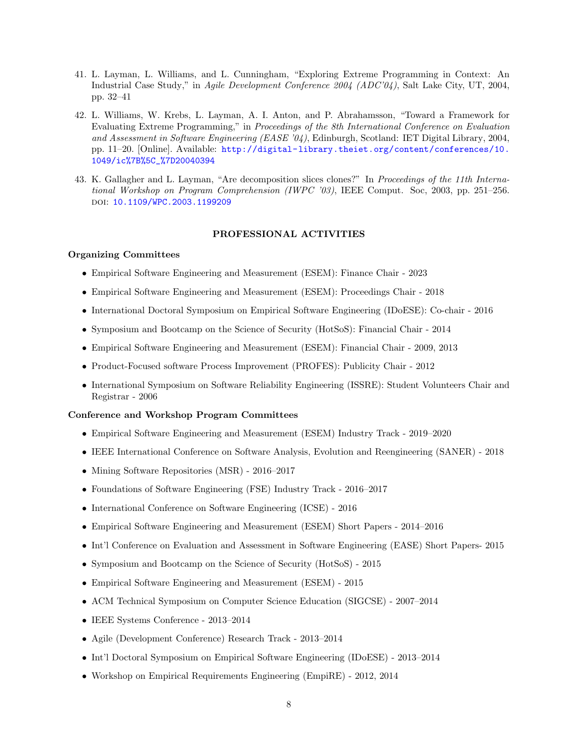41. L. Layman, L. Williams, and L. Cunningham, "Exploring Extreme Programming in Context: An Industrial Case Study," in *Agile Development Conference 2004 (ADC'04)*, Salt Lake City, UT, 2004, pp. 32–41

42. L. Williams, W. Krebs, L. Layman, A. I. Anton, and P. Abrahamsson, "Toward a Framework for Evaluating Extreme Programming," in *Proceedings of the 8th International Conference on Evaluation and Assessment in Software Engineering (EASE '04)*, Edinburgh, Scotland: IET Digital Library, 2004, pp. 11–20. [Online]. Available: http://digital-library.theiet.org/content/conferences/10.1049/ic%7B%5C_%7D20040394

43. K. Gallagher and L. Layman, "Are decomposition slices clones?" In *Proceedings of the 11th International Workshop on Program Comprehension (IWPC '03)*, IEEE Comput. Soc, 2003, pp. 251–256. DOI: 10.1109/WPC.2003.1199209

## PROFESSIONAL ACTIVITIES

### Organizing Committees

- Empirical Software Engineering and Measurement (ESEM): Finance Chair - 2023
- Empirical Software Engineering and Measurement (ESEM): Proceedings Chair - 2018
- International Doctoral Symposium on Empirical Software Engineering (IDoESE): Co-chair - 2016
- Symposium and Bootcamp on the Science of Security (HotSoS): Financial Chair - 2014
- Empirical Software Engineering and Measurement (ESEM): Financial Chair - 2009, 2013
- Product-Focused software Process Improvement (PROFES): Publicity Chair - 2012
- International Symposium on Software Reliability Engineering (ISSRE): Student Volunteers Chair and Registrar - 2006

### Conference and Workshop Program Committees

- Empirical Software Engineering and Measurement (ESEM) Industry Track - 2019–2020
- IEEE International Conference on Software Analysis, Evolution and Reengineering (SANER) - 2018
- Mining Software Repositories (MSR) - 2016–2017
- Foundations of Software Engineering (FSE) Industry Track - 2016–2017
- International Conference on Software Engineering (ICSE) - 2016
- Empirical Software Engineering and Measurement (ESEM) Short Papers - 2014–2016
- Int'l Conference on Evaluation and Assessment in Software Engineering (EASE) Short Papers- 2015
- Symposium and Bootcamp on the Science of Security (HotSoS) - 2015
- Empirical Software Engineering and Measurement (ESEM) - 2015
- ACM Technical Symposium on Computer Science Education (SIGCSE) - 2007–2014
- IEEE Systems Conference - 2013–2014
- Agile (Development Conference) Research Track - 2013–2014
- Int'l Doctoral Symposium on Empirical Software Engineering (IDoESE) - 2013–2014
- Workshop on Empirical Requirements Engineering (EmpiRE) - 2012, 2014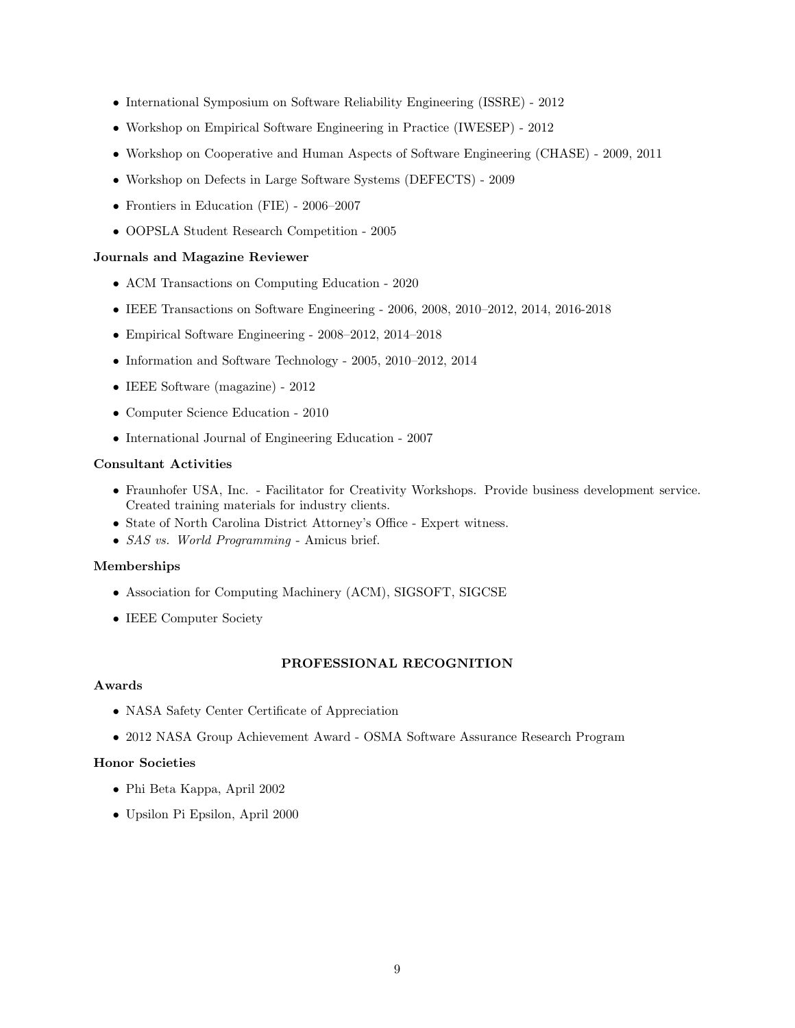- International Symposium on Software Reliability Engineering (ISSRE) - 2012
- Workshop on Empirical Software Engineering in Practice (IWESEP) - 2012
- Workshop on Cooperative and Human Aspects of Software Engineering (CHASE) - 2009, 2011
- Workshop on Defects in Large Software Systems (DEFECTS) - 2009
- Frontiers in Education (FIE) - 2006–2007
- OOPSLA Student Research Competition - 2005

**Journals and Magazine Reviewer**

- ACM Transactions on Computing Education - 2020
- IEEE Transactions on Software Engineering - 2006, 2008, 2010–2012, 2014, 2016-2018
- Empirical Software Engineering - 2008–2012, 2014–2018
- Information and Software Technology - 2005, 2010–2012, 2014
- IEEE Software (magazine) - 2012
- Computer Science Education - 2010
- International Journal of Engineering Education - 2007

**Consultant Activities**

- Fraunhofer USA, Inc. - Facilitator for Creativity Workshops. Provide business development service. Created training materials for industry clients.
- State of North Carolina District Attorney's Office - Expert witness.
- *SAS vs. World Programming* - Amicus brief.

**Memberships**

- Association for Computing Machinery (ACM), SIGSOFT, SIGCSE
- IEEE Computer Society

## PROFESSIONAL RECOGNITION

**Awards**

- NASA Safety Center Certificate of Appreciation
- 2012 NASA Group Achievement Award - OSMA Software Assurance Research Program

**Honor Societies**

- Phi Beta Kappa, April 2002
- Upsilon Pi Epsilon, April 2000